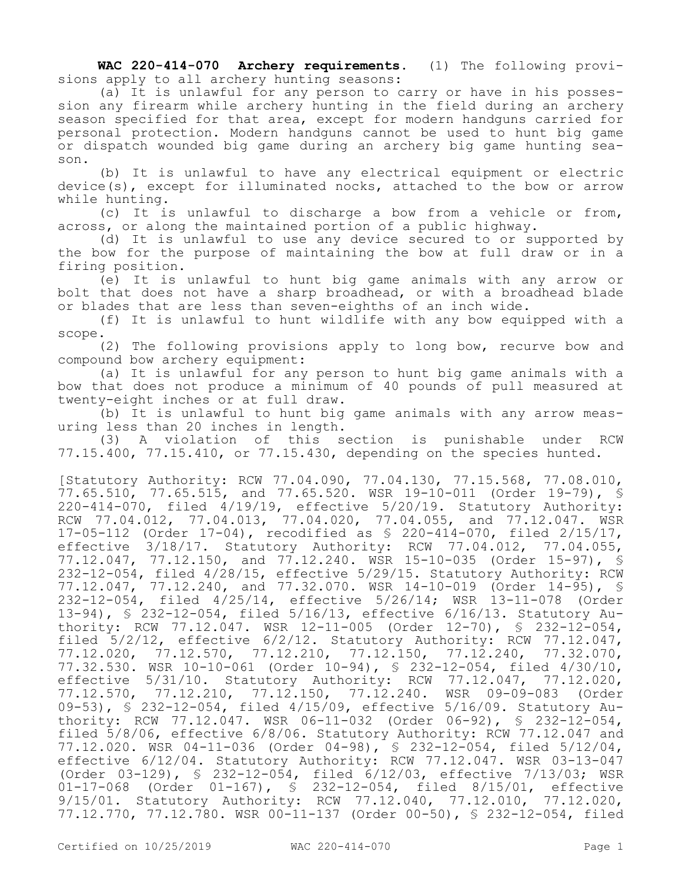**WAC 220-414-070 Archery requirements.** (1) The following provisions apply to all archery hunting seasons:

(a) It is unlawful for any person to carry or have in his possession any firearm while archery hunting in the field during an archery season specified for that area, except for modern handguns carried for personal protection. Modern handguns cannot be used to hunt big game or dispatch wounded big game during an archery big game hunting season.

(b) It is unlawful to have any electrical equipment or electric device(s), except for illuminated nocks, attached to the bow or arrow while hunting.

(c) It is unlawful to discharge a bow from a vehicle or from, across, or along the maintained portion of a public highway.

(d) It is unlawful to use any device secured to or supported by the bow for the purpose of maintaining the bow at full draw or in a firing position.

(e) It is unlawful to hunt big game animals with any arrow or bolt that does not have a sharp broadhead, or with a broadhead blade or blades that are less than seven-eighths of an inch wide.

(f) It is unlawful to hunt wildlife with any bow equipped with a scope.

(2) The following provisions apply to long bow, recurve bow and compound bow archery equipment:

(a) It is unlawful for any person to hunt big game animals with a bow that does not produce a minimum of 40 pounds of pull measured at twenty-eight inches or at full draw.

(b) It is unlawful to hunt big game animals with any arrow measuring less than 20 inches in length.

(3) A violation of this section is punishable under RCW 77.15.400, 77.15.410, or 77.15.430, depending on the species hunted.

[Statutory Authority: RCW 77.04.090, 77.04.130, 77.15.568, 77.08.010, 77.65.510, 77.65.515, and 77.65.520. WSR 19-10-011 (Order 19-79), § 220-414-070, filed 4/19/19, effective 5/20/19. Statutory Authority: RCW 77.04.012, 77.04.013, 77.04.020, 77.04.055, and 77.12.047. WSR 17-05-112 (Order 17-04), recodified as § 220-414-070, filed 2/15/17, effective 3/18/17. Statutory Authority: RCW 77.04.012, 77.04.055, 77.12.047, 77.12.150, and 77.12.240. WSR 15-10-035 (Order 15-97), § 232-12-054, filed 4/28/15, effective 5/29/15. Statutory Authority: RCW 77.12.047, 77.12.240, and 77.32.070. WSR 14-10-019 (Order 14-95), § 232-12-054, filed 4/25/14, effective 5/26/14; WSR 13-11-078 (Order 13-94), § 232-12-054, filed 5/16/13, effective 6/16/13. Statutory Authority: RCW 77.12.047. WSR 12-11-005 (Order 12-70), § 232-12-054, filed 5/2/12, effective 6/2/12. Statutory Authority: RCW 77.12.047, 77.12.020, 77.12.570, 77.12.210, 77.12.150, 77.12.240, 77.32.070, 77.32.530. WSR 10-10-061 (Order 10-94), § 232-12-054, filed 4/30/10, effective 5/31/10. Statutory Authority: RCW 77.12.047, 77.12.020, 77.12.570, 77.12.210, 77.12.150, 77.12.240. WSR 09-09-083 (Order 09-53), § 232-12-054, filed 4/15/09, effective 5/16/09. Statutory Authority: RCW 77.12.047. WSR 06-11-032 (Order 06-92), § 232-12-054, filed 5/8/06, effective 6/8/06. Statutory Authority: RCW 77.12.047 and 77.12.020. WSR 04-11-036 (Order 04-98), § 232-12-054, filed 5/12/04, effective 6/12/04. Statutory Authority: RCW 77.12.047. WSR 03-13-047 (Order 03-129), § 232-12-054, filed 6/12/03, effective 7/13/03; WSR 01-17-068 (Order 01-167), § 232-12-054, filed 8/15/01, effective 9/15/01. Statutory Authority: RCW 77.12.040, 77.12.010, 77.12.020, 77.12.770, 77.12.780. WSR 00-11-137 (Order 00-50), § 232-12-054, filed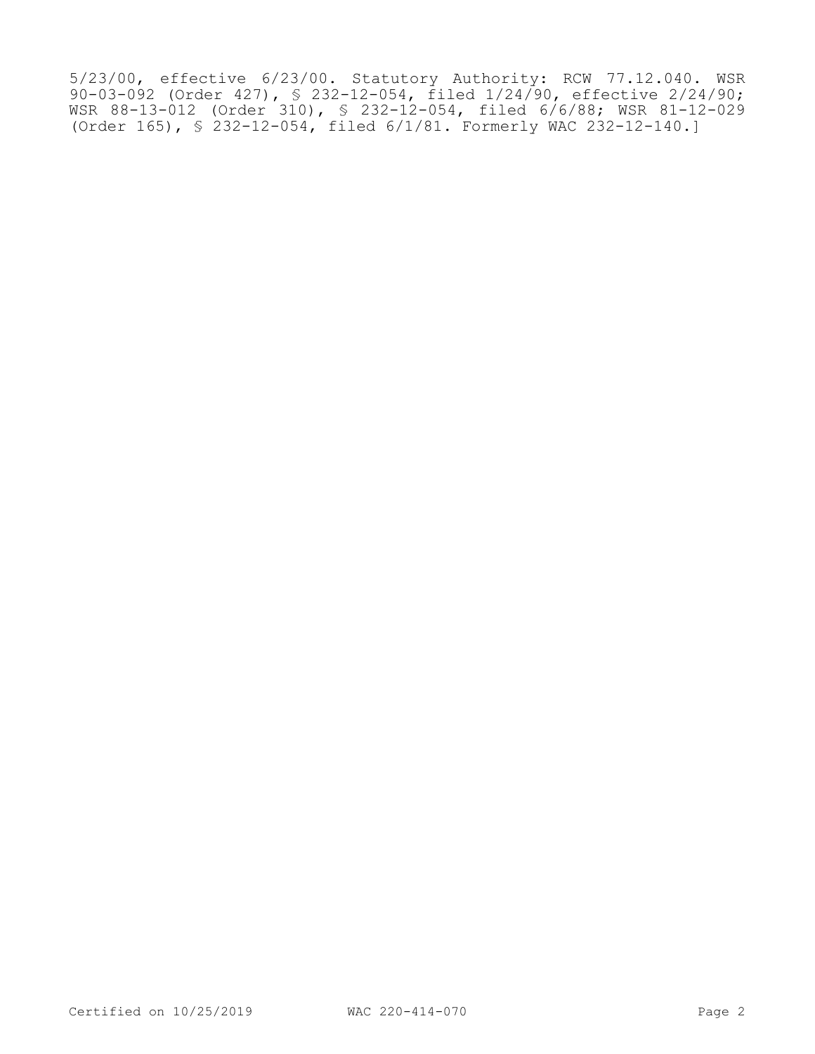5/23/00, effective 6/23/00. Statutory Authority: RCW 77.12.040. WSR 90-03-092 (Order 427), § 232-12-054, filed 1/24/90, effective 2/24/90; WSR 88-13-012 (Order 310), § 232-12-054, filed 6/6/88; WSR 81-12-029 (Order 165), § 232-12-054, filed 6/1/81. Formerly WAC 232-12-140.]